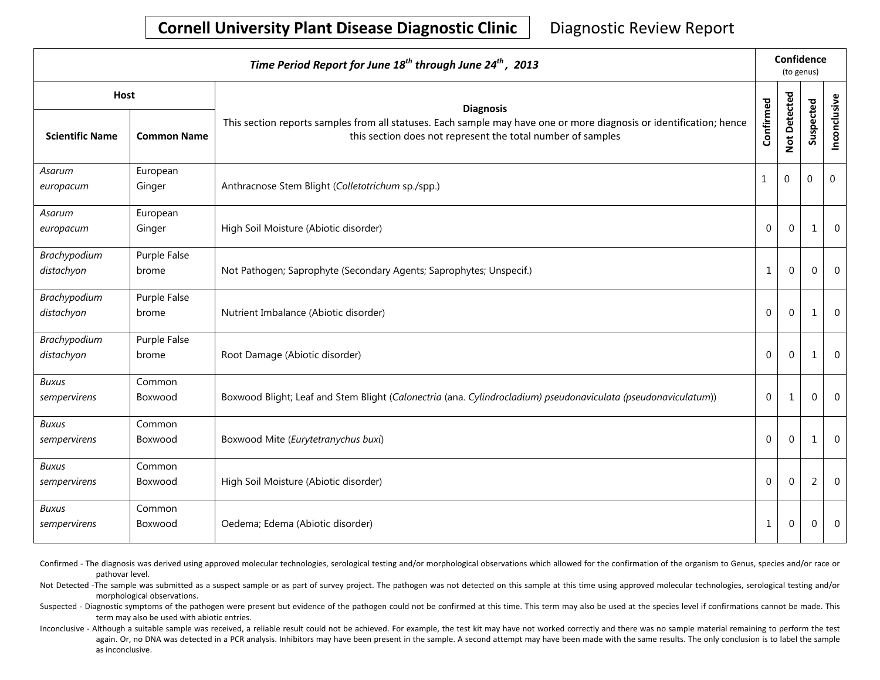# Cornell University Plant Disease Diagnostic Clinic

Diagnostic Review Report

| *Time Period Report for June 18th through June 24th, 2013* | | | Confidence (to genus) | | | |
|---|---|---|---|---|---|---|
| Host | | **Diagnosis** This section reports samples from all statuses. Each sample may have one or more diagnosis or identification; hence this section does not represent the total number of samples | | | | |
| **Scientific Name** | **Common Name** | | **Confirmed** | **Not Detected** | **Suspected** | **Inconclusive** |
| *Asarum europacum* | European Ginger | Anthracnose Stem Blight (*Colletotrichum* sp./spp.) | 1 | 0 | 0 | 0 |
| *Asarum europacum* | European Ginger | High Soil Moisture (Abiotic disorder) | 0 | 0 | 1 | 0 |
| *Brachypodium distachyon* | Purple False brome | Not Pathogen; Saprophyte (Secondary Agents; Saprophytes; Unspecif.) | 1 | 0 | 0 | 0 |
| *Brachypodium distachyon* | Purple False brome | Nutrient Imbalance (Abiotic disorder) | 0 | 0 | 1 | 0 |
| *Brachypodium distachyon* | Purple False brome | Root Damage (Abiotic disorder) | 0 | 0 | 1 | 0 |
| *Buxus sempervirens* | Common Boxwood | Boxwood Blight; Leaf and Stem Blight (*Calonectria* (ana. *Cylindrocladium) pseudonaviculata (pseudonaviculatum)*)) | 0 | 1 | 0 | 0 |
| *Buxus sempervirens* | Common Boxwood | Boxwood Mite (*Eurytetranychus buxi*) | 0 | 0 | 1 | 0 |
| *Buxus sempervirens* | Common Boxwood | High Soil Moisture (Abiotic disorder) | 0 | 0 | 2 | 0 |
| *Buxus sempervirens* | Common Boxwood | Oedema; Edema (Abiotic disorder) | 1 | 0 | 0 | 0 |

Confirmed - The diagnosis was derived using approved molecular technologies, serological testing and/or morphological observations which allowed for the confirmation of the organism to Genus, species and/or race or pathovar level.

Not Detected -The sample was submitted as a suspect sample or as part of survey project. The pathogen was not detected on this sample at this time using approved molecular technologies, serological testing and/or morphological observations.

Suspected - Diagnostic symptoms of the pathogen were present but evidence of the pathogen could not be confirmed at this time. This term may also be used at the species level if confirmations cannot be made. This term may also be used with abiotic entries.

Inconclusive - Although a suitable sample was received, a reliable result could not be achieved. For example, the test kit may have not worked correctly and there was no sample material remaining to perform the test again. Or, no DNA was detected in a PCR analysis. Inhibitors may have been present in the sample. A second attempt may have been made with the same results. The only conclusion is to label the sample as inconclusive.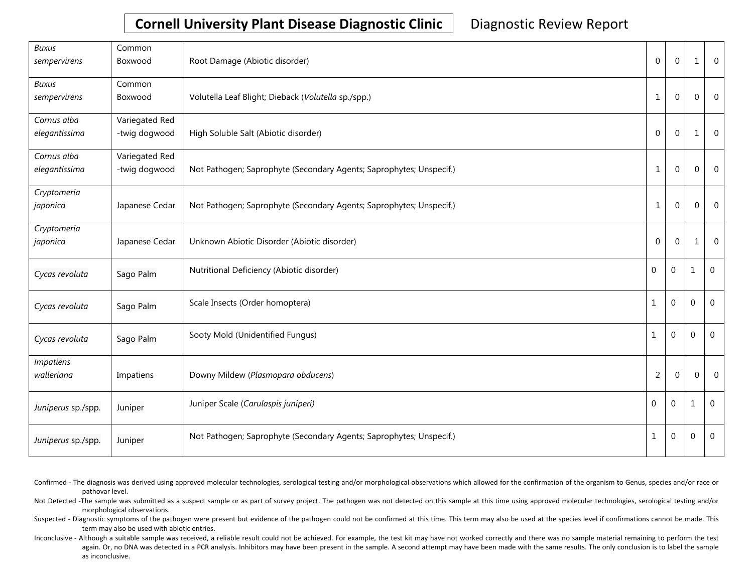| | | | | | | |
|---|---|---|---|---|---|---|
| *Buxus sempervirens* | Common Boxwood | Root Damage (Abiotic disorder) | 0 | 0 | 1 | 0 |
| *Buxus sempervirens* | Common Boxwood | Volutella Leaf Blight; Dieback (*Volutella* sp./spp.) | 1 | 0 | 0 | 0 |
| *Cornus alba elegantissima* | Variegated Red -twig dogwood | High Soluble Salt (Abiotic disorder) | 0 | 0 | 1 | 0 |
| *Cornus alba elegantissima* | Variegated Red -twig dogwood | Not Pathogen; Saprophyte (Secondary Agents; Saprophytes; Unspecif.) | 1 | 0 | 0 | 0 |
| *Cryptomeria japonica* | Japanese Cedar | Not Pathogen; Saprophyte (Secondary Agents; Saprophytes; Unspecif.) | 1 | 0 | 0 | 0 |
| *Cryptomeria japonica* | Japanese Cedar | Unknown Abiotic Disorder (Abiotic disorder) | 0 | 0 | 1 | 0 |
| *Cycas revoluta* | Sago Palm | Nutritional Deficiency (Abiotic disorder) | 0 | 0 | 1 | 0 |
| *Cycas revoluta* | Sago Palm | Scale Insects (Order homoptera) | 1 | 0 | 0 | 0 |
| *Cycas revoluta* | Sago Palm | Sooty Mold (Unidentified Fungus) | 1 | 0 | 0 | 0 |
| *Impatiens walleriana* | Impatiens | Downy Mildew (*Plasmopara obducens*) | 2 | 0 | 0 | 0 |
| *Juniperus* sp./spp. | Juniper | Juniper Scale (*Carulaspis juniperi)* | 0 | 0 | 1 | 0 |
| *Juniperus* sp./spp. | Juniper | Not Pathogen; Saprophyte (Secondary Agents; Saprophytes; Unspecif.) | 1 | 0 | 0 | 0 |

Confirmed - The diagnosis was derived using approved molecular technologies, serological testing and/or morphological observations which allowed for the confirmation of the organism to Genus, species and/or race or pathovar level.

Not Detected -The sample was submitted as a suspect sample or as part of survey project. The pathogen was not detected on this sample at this time using approved molecular technologies, serological testing and/or morphological observations.

Suspected - Diagnostic symptoms of the pathogen were present but evidence of the pathogen could not be confirmed at this time. This term may also be used at the species level if confirmations cannot be made. This term may also be used with abiotic entries.

Inconclusive - Although a suitable sample was received, a reliable result could not be achieved. For example, the test kit may have not worked correctly and there was no sample material remaining to perform the test again. Or, no DNA was detected in a PCR analysis. Inhibitors may have been present in the sample. A second attempt may have been made with the same results. The only conclusion is to label the sample as inconclusive.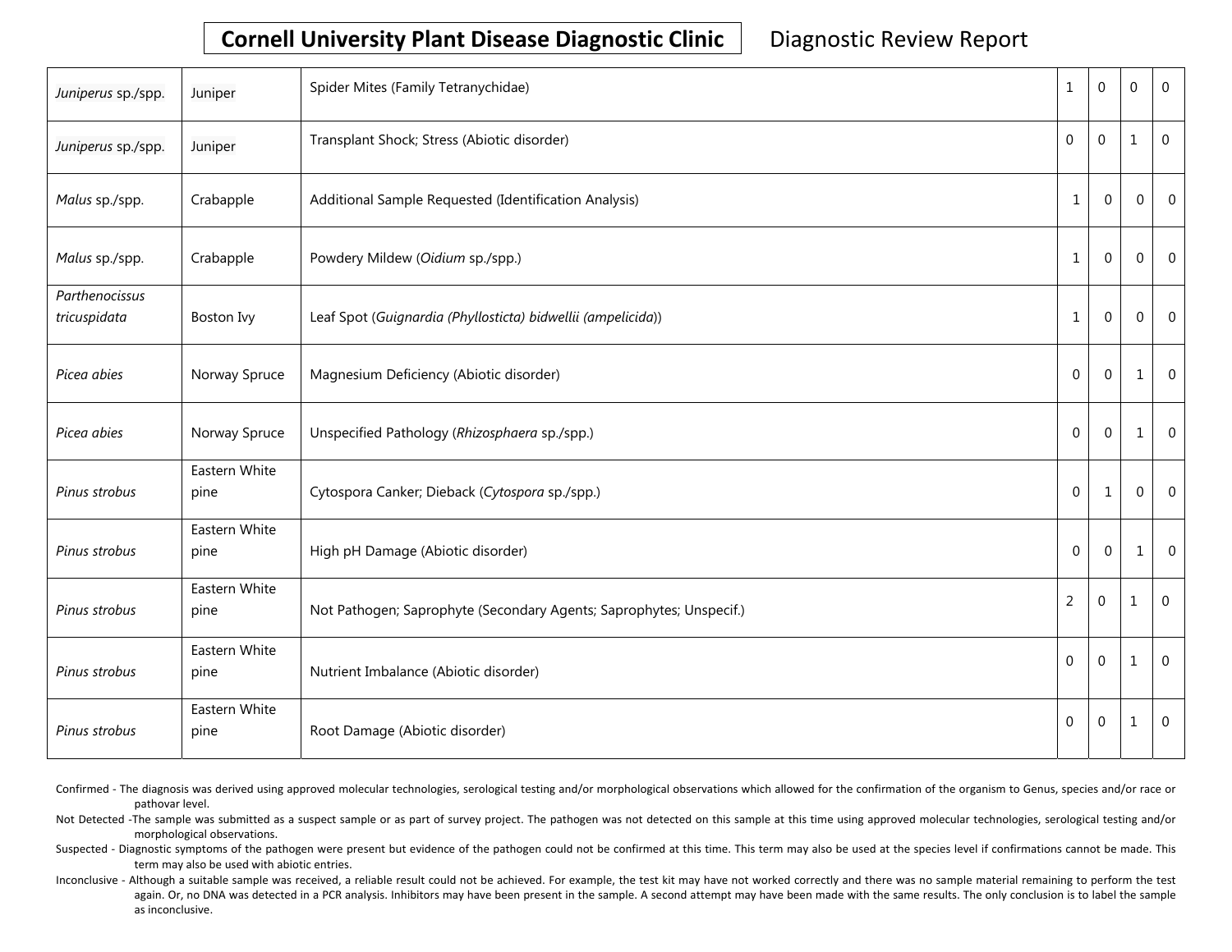# Cornell University Plant Disease Diagnostic Clinic — Diagnostic Review Report

| | | | | | | |
|---|---|---|---|---|---|---|
| *Juniperus* sp./spp. | Juniper | Spider Mites (Family Tetranychidae) | 1 | 0 | 0 | 0 |
| *Juniperus* sp./spp. | Juniper | Transplant Shock; Stress (Abiotic disorder) | 0 | 0 | 1 | 0 |
| *Malus* sp./spp. | Crabapple | Additional Sample Requested (Identification Analysis) | 1 | 0 | 0 | 0 |
| *Malus* sp./spp. | Crabapple | Powdery Mildew (*Oidium* sp./spp.) | 1 | 0 | 0 | 0 |
| *Parthenocissus tricuspidata* | Boston Ivy | Leaf Spot (*Guignardia (Phyllosticta) bidwellii (ampelicida)*) | 1 | 0 | 0 | 0 |
| *Picea abies* | Norway Spruce | Magnesium Deficiency (Abiotic disorder) | 0 | 0 | 1 | 0 |
| *Picea abies* | Norway Spruce | Unspecified Pathology (*Rhizosphaera* sp./spp.) | 0 | 0 | 1 | 0 |
| *Pinus strobus* | Eastern White pine | Cytospora Canker; Dieback (*Cytospora* sp./spp.) | 0 | 1 | 0 | 0 |
| *Pinus strobus* | Eastern White pine | High pH Damage (Abiotic disorder) | 0 | 0 | 1 | 0 |
| *Pinus strobus* | Eastern White pine | Not Pathogen; Saprophyte (Secondary Agents; Saprophytes; Unspecif.) | 2 | 0 | 1 | 0 |
| *Pinus strobus* | Eastern White pine | Nutrient Imbalance (Abiotic disorder) | 0 | 0 | 1 | 0 |
| *Pinus strobus* | Eastern White pine | Root Damage (Abiotic disorder) | 0 | 0 | 1 | 0 |

Confirmed - The diagnosis was derived using approved molecular technologies, serological testing and/or morphological observations which allowed for the confirmation of the organism to Genus, species and/or race or pathovar level.

Not Detected -The sample was submitted as a suspect sample or as part of survey project. The pathogen was not detected on this sample at this time using approved molecular technologies, serological testing and/or morphological observations.

Suspected - Diagnostic symptoms of the pathogen were present but evidence of the pathogen could not be confirmed at this time. This term may also be used at the species level if confirmations cannot be made. This term may also be used with abiotic entries.

Inconclusive - Although a suitable sample was received, a reliable result could not be achieved. For example, the test kit may have not worked correctly and there was no sample material remaining to perform the test again. Or, no DNA was detected in a PCR analysis. Inhibitors may have been present in the sample. A second attempt may have been made with the same results. The only conclusion is to label the sample as inconclusive.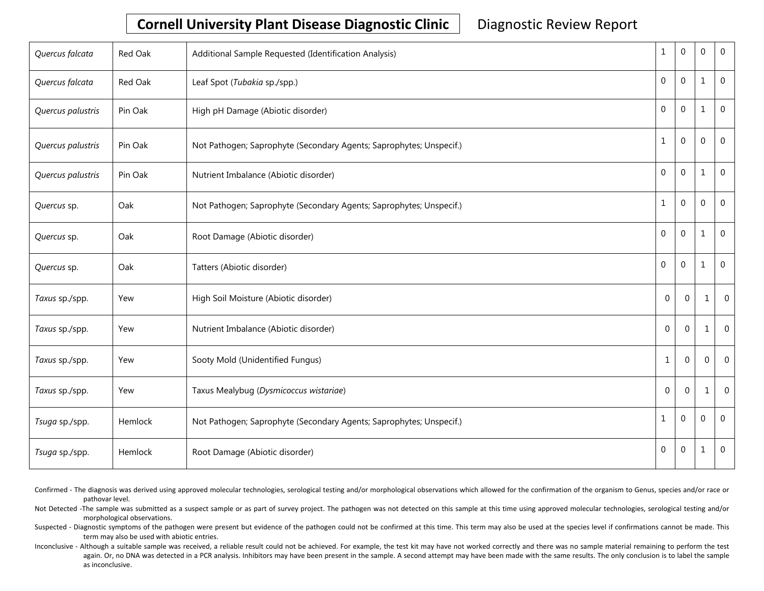## Cornell University Plant Disease Diagnostic Clinic

Diagnostic Review Report

| | | | | | | |
|---|---|---|---|---|---|---|
| *Quercus falcata* | Red Oak | Additional Sample Requested (Identification Analysis) | 1 | 0 | 0 | 0 |
| *Quercus falcata* | Red Oak | Leaf Spot (*Tubakia* sp./spp.) | 0 | 0 | 1 | 0 |
| *Quercus palustris* | Pin Oak | High pH Damage (Abiotic disorder) | 0 | 0 | 1 | 0 |
| *Quercus palustris* | Pin Oak | Not Pathogen; Saprophyte (Secondary Agents; Saprophytes; Unspecif.) | 1 | 0 | 0 | 0 |
| *Quercus palustris* | Pin Oak | Nutrient Imbalance (Abiotic disorder) | 0 | 0 | 1 | 0 |
| *Quercus* sp. | Oak | Not Pathogen; Saprophyte (Secondary Agents; Saprophytes; Unspecif.) | 1 | 0 | 0 | 0 |
| *Quercus* sp. | Oak | Root Damage (Abiotic disorder) | 0 | 0 | 1 | 0 |
| *Quercus* sp. | Oak | Tatters (Abiotic disorder) | 0 | 0 | 1 | 0 |
| *Taxus* sp./spp. | Yew | High Soil Moisture (Abiotic disorder) | 0 | 0 | 1 | 0 |
| *Taxus* sp./spp. | Yew | Nutrient Imbalance (Abiotic disorder) | 0 | 0 | 1 | 0 |
| *Taxus* sp./spp. | Yew | Sooty Mold (Unidentified Fungus) | 1 | 0 | 0 | 0 |
| *Taxus* sp./spp. | Yew | Taxus Mealybug (*Dysmicoccus wistariae*) | 0 | 0 | 1 | 0 |
| *Tsuga* sp./spp. | Hemlock | Not Pathogen; Saprophyte (Secondary Agents; Saprophytes; Unspecif.) | 1 | 0 | 0 | 0 |
| *Tsuga* sp./spp. | Hemlock | Root Damage (Abiotic disorder) | 0 | 0 | 1 | 0 |

Confirmed - The diagnosis was derived using approved molecular technologies, serological testing and/or morphological observations which allowed for the confirmation of the organism to Genus, species and/or race or pathovar level.

Not Detected -The sample was submitted as a suspect sample or as part of survey project. The pathogen was not detected on this sample at this time using approved molecular technologies, serological testing and/or morphological observations.

Suspected - Diagnostic symptoms of the pathogen were present but evidence of the pathogen could not be confirmed at this time. This term may also be used at the species level if confirmations cannot be made. This term may also be used with abiotic entries.

Inconclusive - Although a suitable sample was received, a reliable result could not be achieved. For example, the test kit may have not worked correctly and there was no sample material remaining to perform the test again. Or, no DNA was detected in a PCR analysis. Inhibitors may have been present in the sample. A second attempt may have been made with the same results. The only conclusion is to label the sample as inconclusive.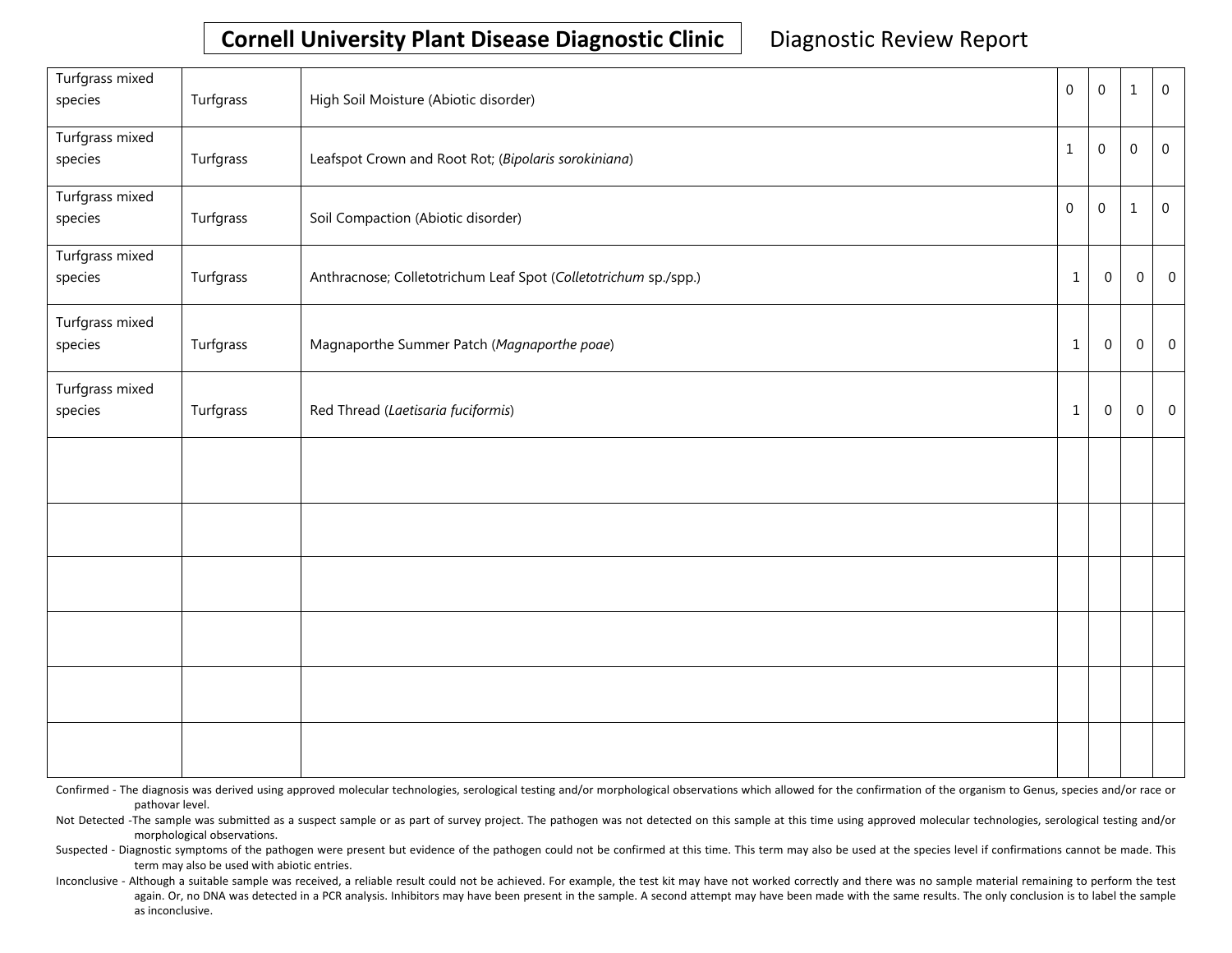| | | | | | | |
|---|---|---|---|---|---|---|
| Turfgrass mixed species | Turfgrass | High Soil Moisture (Abiotic disorder) | 0 | 0 | 1 | 0 |
| Turfgrass mixed species | Turfgrass | Leafspot Crown and Root Rot; (*Bipolaris sorokiniana*) | 1 | 0 | 0 | 0 |
| Turfgrass mixed species | Turfgrass | Soil Compaction (Abiotic disorder) | 0 | 0 | 1 | 0 |
| Turfgrass mixed species | Turfgrass | Anthracnose; Colletotrichum Leaf Spot (*Colletotrichum* sp./spp.) | 1 | 0 | 0 | 0 |
| Turfgrass mixed species | Turfgrass | Magnaporthe Summer Patch (*Magnaporthe poae*) | 1 | 0 | 0 | 0 |
| Turfgrass mixed species | Turfgrass | Red Thread (*Laetisaria fuciformis*) | 1 | 0 | 0 | 0 |
| | | | | | | |
| | | | | | | |
| | | | | | | |
| | | | | | | |
| | | | | | | |
| | | | | | | |

Confirmed - The diagnosis was derived using approved molecular technologies, serological testing and/or morphological observations which allowed for the confirmation of the organism to Genus, species and/or race or pathovar level.

Not Detected -The sample was submitted as a suspect sample or as part of survey project. The pathogen was not detected on this sample at this time using approved molecular technologies, serological testing and/or morphological observations.

Suspected - Diagnostic symptoms of the pathogen were present but evidence of the pathogen could not be confirmed at this time. This term may also be used at the species level if confirmations cannot be made. This term may also be used with abiotic entries.

Inconclusive - Although a suitable sample was received, a reliable result could not be achieved. For example, the test kit may have not worked correctly and there was no sample material remaining to perform the test again. Or, no DNA was detected in a PCR analysis. Inhibitors may have been present in the sample. A second attempt may have been made with the same results. The only conclusion is to label the sample as inconclusive.